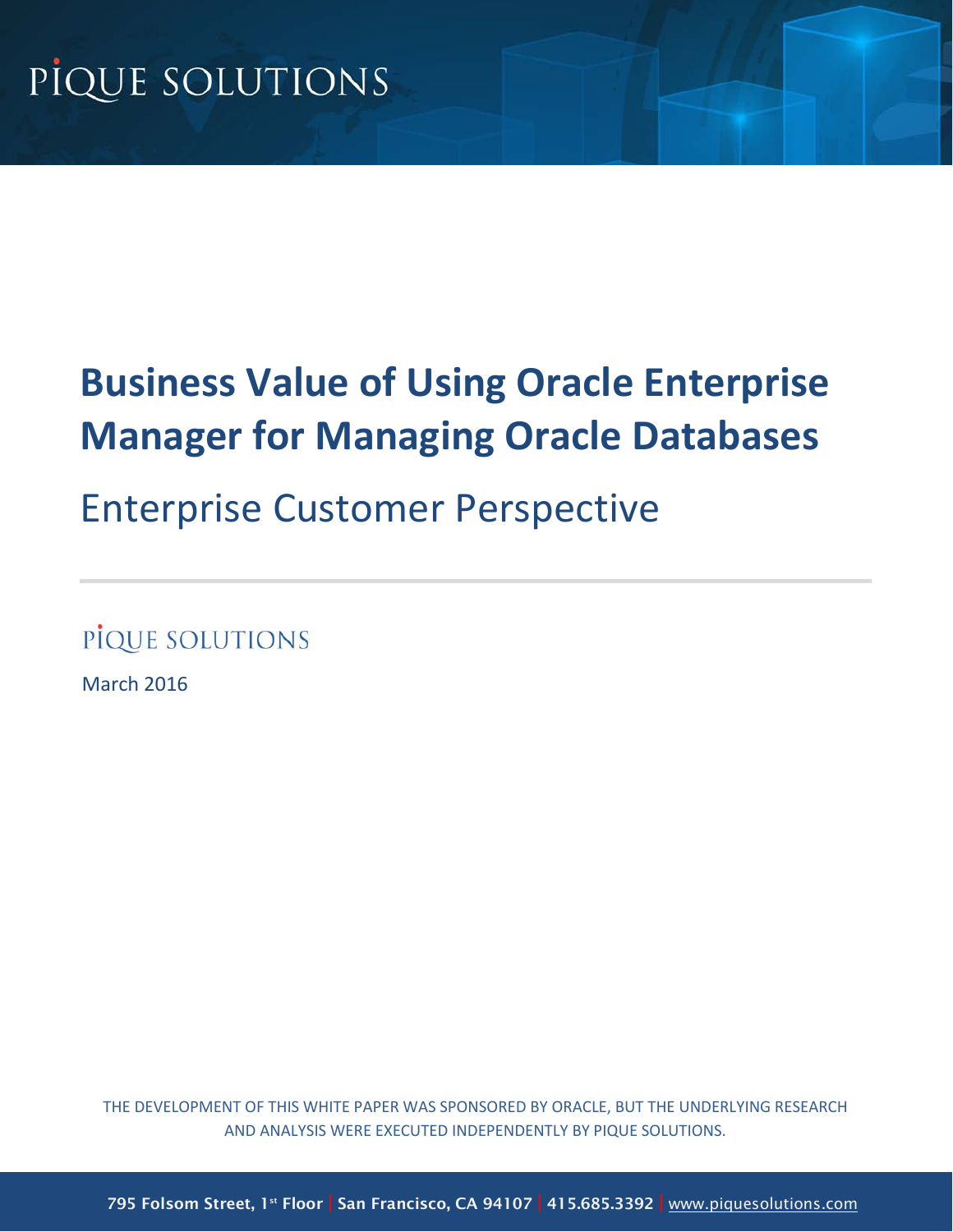PIQUE SOLUTIONS

# Business Value of Using Oracle Enterprise Manager for Managing Oracle Databases

## Enterprise Customer Perspective

---

PIQUE SOLUTIONS

March 2016

THE DEVELOPMENT OF THIS WHITE PAPER WAS SPONSORED BY ORACLE, BUT THE UNDERLYING RESEARCH AND ANALYSIS WERE EXECUTED INDEPENDENTLY BY PIQUE SOLUTIONS.

795 Folsom Street, 1st Floor | San Francisco, CA 94107 | 415.685.3392 | www.piquesolutions.com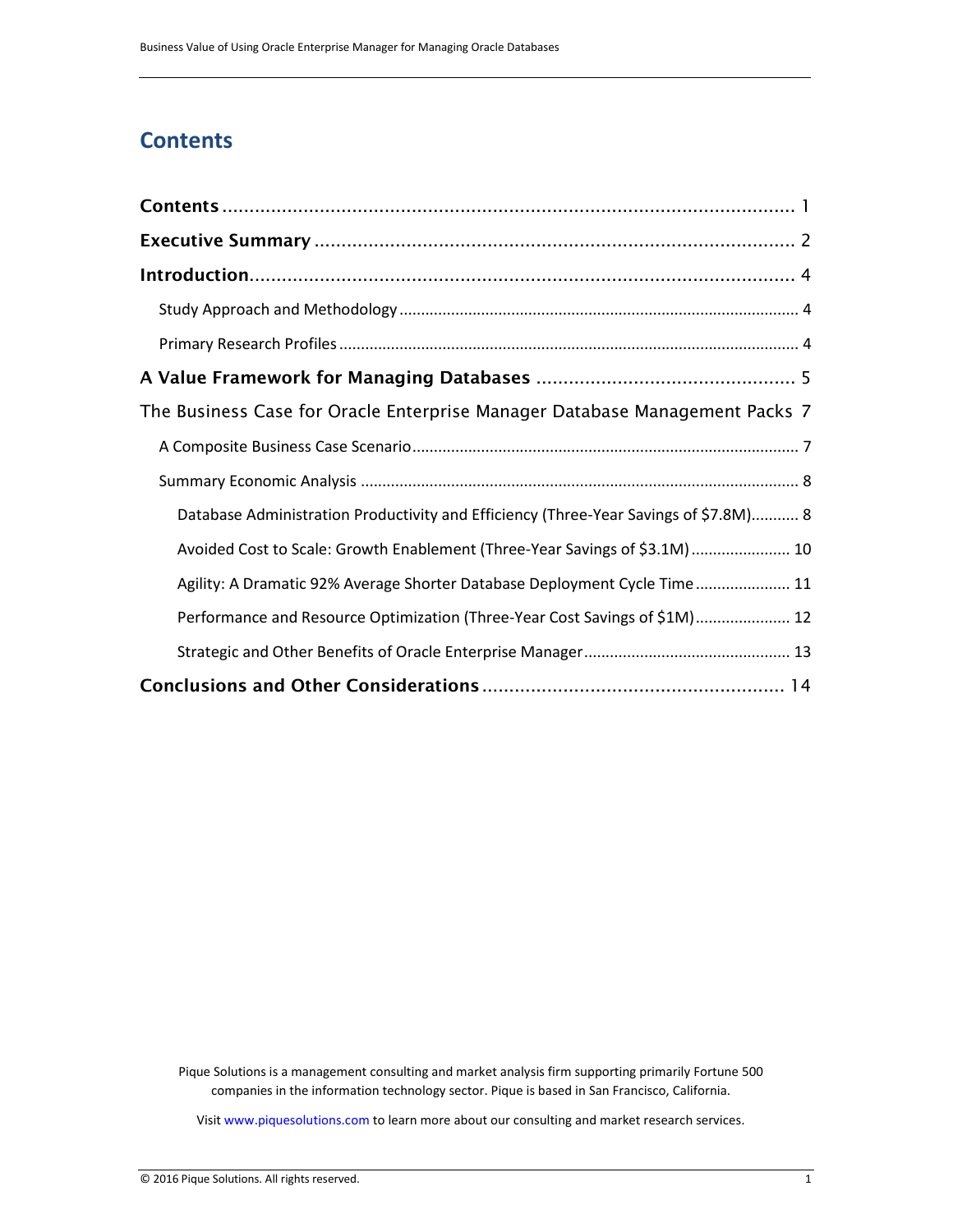# Contents

**Contents** ........................................................................................................ 1

**Executive Summary** ........................................................................................ 2

**Introduction**.................................................................................................... 4

- Study Approach and Methodology ............................................................................................ 4
- Primary Research Profiles .......................................................................................................... 4

**A Value Framework for Managing Databases** ................................................ 5

The Business Case for Oracle Enterprise Manager Database Management Packs 7

- A Composite Business Case Scenario......................................................................................... 7
- Summary Economic Analysis ..................................................................................................... 8
  - Database Administration Productivity and Efficiency (Three-Year Savings of $7.8M)........... 8
  - Avoided Cost to Scale: Growth Enablement (Three-Year Savings of $3.1M)....................... 10
  - Agility: A Dramatic 92% Average Shorter Database Deployment Cycle Time...................... 11
  - Performance and Resource Optimization (Three-Year Cost Savings of $1M)...................... 12
  - Strategic and Other Benefits of Oracle Enterprise Manager................................................ 13

**Conclusions and Other Considerations** ........................................................ 14

Pique Solutions is a management consulting and market analysis firm supporting primarily Fortune 500 companies in the information technology sector. Pique is based in San Francisco, California.

Visit www.piquesolutions.com to learn more about our consulting and market research services.

© 2016 Pique Solutions. All rights reserved.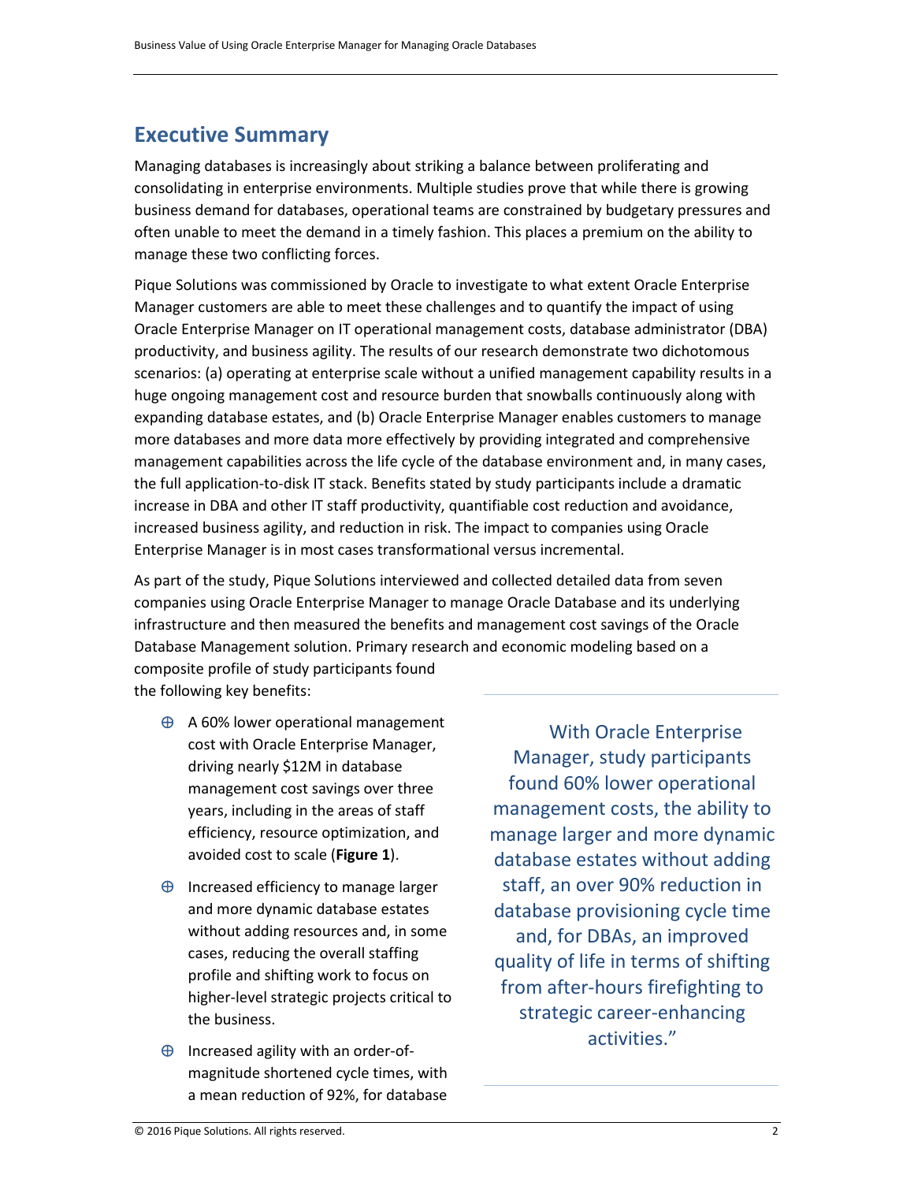## Executive Summary

Managing databases is increasingly about striking a balance between proliferating and consolidating in enterprise environments. Multiple studies prove that while there is growing business demand for databases, operational teams are constrained by budgetary pressures and often unable to meet the demand in a timely fashion. This places a premium on the ability to manage these two conflicting forces.

Pique Solutions was commissioned by Oracle to investigate to what extent Oracle Enterprise Manager customers are able to meet these challenges and to quantify the impact of using Oracle Enterprise Manager on IT operational management costs, database administrator (DBA) productivity, and business agility. The results of our research demonstrate two dichotomous scenarios: (a) operating at enterprise scale without a unified management capability results in a huge ongoing management cost and resource burden that snowballs continuously along with expanding database estates, and (b) Oracle Enterprise Manager enables customers to manage more databases and more data more effectively by providing integrated and comprehensive management capabilities across the life cycle of the database environment and, in many cases, the full application-to-disk IT stack. Benefits stated by study participants include a dramatic increase in DBA and other IT staff productivity, quantifiable cost reduction and avoidance, increased business agility, and reduction in risk. The impact to companies using Oracle Enterprise Manager is in most cases transformational versus incremental.

As part of the study, Pique Solutions interviewed and collected detailed data from seven companies using Oracle Enterprise Manager to manage Oracle Database and its underlying infrastructure and then measured the benefits and management cost savings of the Oracle Database Management solution. Primary research and economic modeling based on a composite profile of study participants found the following key benefits:

> With Oracle Enterprise Manager, study participants found 60% lower operational management costs, the ability to manage larger and more dynamic database estates without adding staff, an over 90% reduction in database provisioning cycle time and, for DBAs, an improved quality of life in terms of shifting from after-hours firefighting to strategic career-enhancing activities."

- A 60% lower operational management cost with Oracle Enterprise Manager, driving nearly $12M in database management cost savings over three years, including in the areas of staff efficiency, resource optimization, and avoided cost to scale (**Figure 1**).
- Increased efficiency to manage larger and more dynamic database estates without adding resources and, in some cases, reducing the overall staffing profile and shifting work to focus on higher-level strategic projects critical to the business.
- Increased agility with an order-of-magnitude shortened cycle times, with a mean reduction of 92%, for database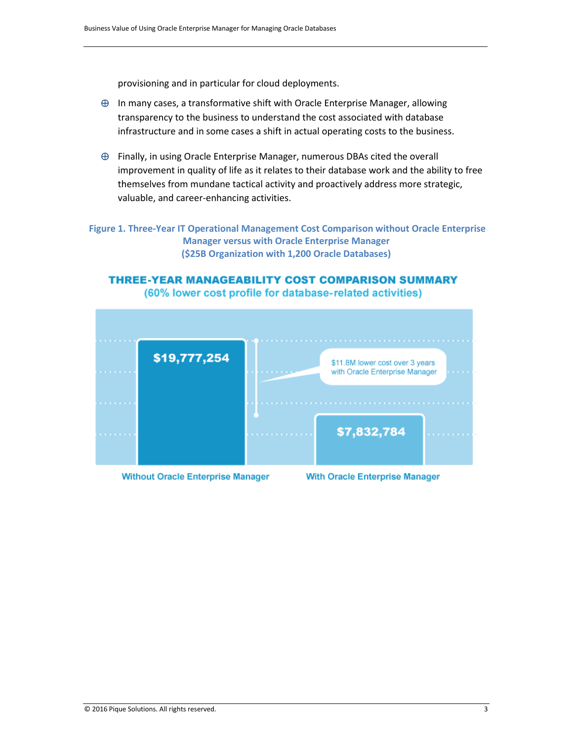provisioning and in particular for cloud deployments.

- In many cases, a transformative shift with Oracle Enterprise Manager, allowing transparency to the business to understand the cost associated with database infrastructure and in some cases a shift in actual operating costs to the business.

- Finally, in using Oracle Enterprise Manager, numerous DBAs cited the overall improvement in quality of life as it relates to their database work and the ability to free themselves from mundane tactical activity and proactively address more strategic, valuable, and career-enhancing activities.

**Figure 1. Three-Year IT Operational Management Cost Comparison without Oracle Enterprise Manager versus with Oracle Enterprise Manager ($25B Organization with 1,200 Oracle Databases)**

**THREE-YEAR MANAGEABILITY COST COMPARISON SUMMARY**
**(60% lower cost profile for database-related activities)**

| Without Oracle Enterprise Manager | With Oracle Enterprise Manager |
|---|---|
| $19,777,254 | $7,832,784 |

$11.8M lower cost over 3 years with Oracle Enterprise Manager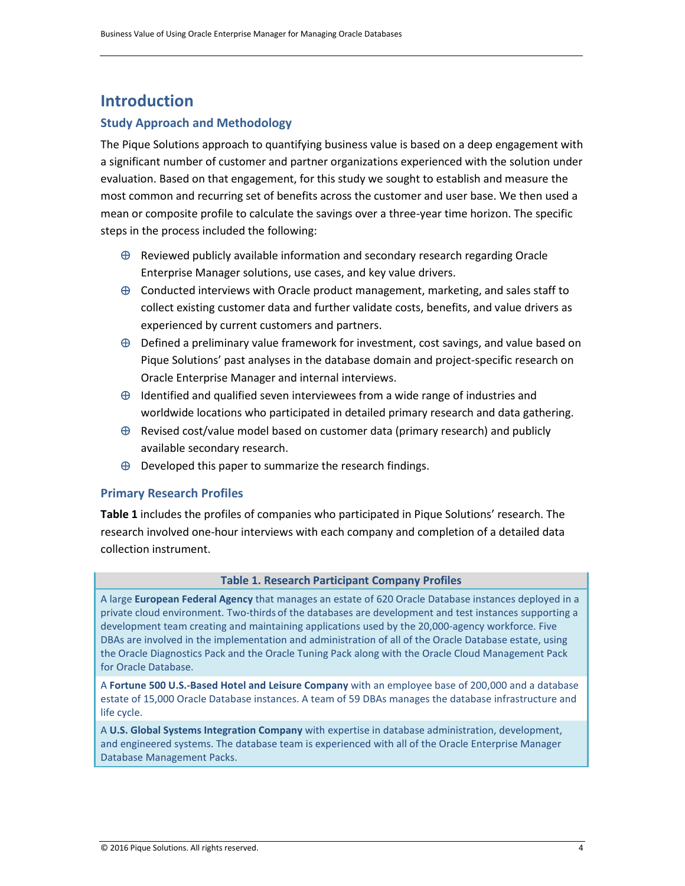# Introduction

## Study Approach and Methodology

The Pique Solutions approach to quantifying business value is based on a deep engagement with a significant number of customer and partner organizations experienced with the solution under evaluation. Based on that engagement, for this study we sought to establish and measure the most common and recurring set of benefits across the customer and user base. We then used a mean or composite profile to calculate the savings over a three-year time horizon. The specific steps in the process included the following:

- Reviewed publicly available information and secondary research regarding Oracle Enterprise Manager solutions, use cases, and key value drivers.
- Conducted interviews with Oracle product management, marketing, and sales staff to collect existing customer data and further validate costs, benefits, and value drivers as experienced by current customers and partners.
- Defined a preliminary value framework for investment, cost savings, and value based on Pique Solutions' past analyses in the database domain and project-specific research on Oracle Enterprise Manager and internal interviews.
- Identified and qualified seven interviewees from a wide range of industries and worldwide locations who participated in detailed primary research and data gathering.
- Revised cost/value model based on customer data (primary research) and publicly available secondary research.
- Developed this paper to summarize the research findings.

## Primary Research Profiles

**Table 1** includes the profiles of companies who participated in Pique Solutions' research. The research involved one-hour interviews with each company and completion of a detailed data collection instrument.

| Table 1. Research Participant Company Profiles |
| --- |
| A large **European Federal Agency** that manages an estate of 620 Oracle Database instances deployed in a private cloud environment. Two-thirds of the databases are development and test instances supporting a development team creating and maintaining applications used by the 20,000-agency workforce. Five DBAs are involved in the implementation and administration of all of the Oracle Database estate, using the Oracle Diagnostics Pack and the Oracle Tuning Pack along with the Oracle Cloud Management Pack for Oracle Database. |
| A **Fortune 500 U.S.-Based Hotel and Leisure Company** with an employee base of 200,000 and a database estate of 15,000 Oracle Database instances. A team of 59 DBAs manages the database infrastructure and life cycle. |
| A **U.S. Global Systems Integration Company** with expertise in database administration, development, and engineered systems. The database team is experienced with all of the Oracle Enterprise Manager Database Management Packs. |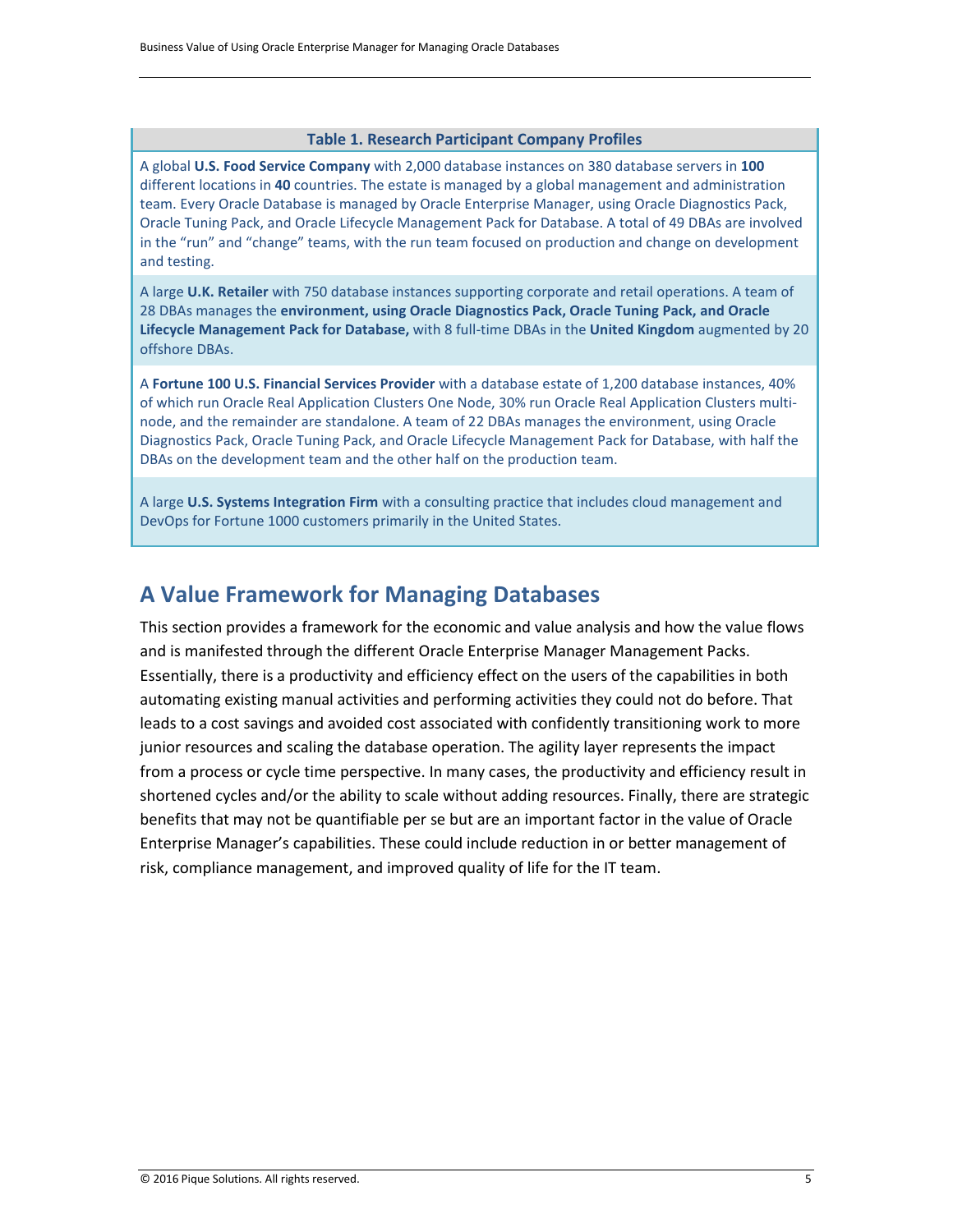| Table 1. Research Participant Company Profiles |
| --- |
| A global **U.S. Food Service Company** with 2,000 database instances on 380 database servers in **100** different locations in **40** countries. The estate is managed by a global management and administration team. Every Oracle Database is managed by Oracle Enterprise Manager, using Oracle Diagnostics Pack, Oracle Tuning Pack, and Oracle Lifecycle Management Pack for Database. A total of 49 DBAs are involved in the "run" and "change" teams, with the run team focused on production and change on development and testing. |
| A large **U.K. Retailer** with 750 database instances supporting corporate and retail operations. A team of 28 DBAs manages the **environment, using Oracle Diagnostics Pack, Oracle Tuning Pack, and Oracle Lifecycle Management Pack for Database,** with 8 full-time DBAs in the **United Kingdom** augmented by 20 offshore DBAs. |
| A **Fortune 100 U.S. Financial Services Provider** with a database estate of 1,200 database instances, 40% of which run Oracle Real Application Clusters One Node, 30% run Oracle Real Application Clusters multi-node, and the remainder are standalone. A team of 22 DBAs manages the environment, using Oracle Diagnostics Pack, Oracle Tuning Pack, and Oracle Lifecycle Management Pack for Database, with half the DBAs on the development team and the other half on the production team. |
| A large **U.S. Systems Integration Firm** with a consulting practice that includes cloud management and DevOps for Fortune 1000 customers primarily in the United States. |

## A Value Framework for Managing Databases

This section provides a framework for the economic and value analysis and how the value flows and is manifested through the different Oracle Enterprise Manager Management Packs. Essentially, there is a productivity and efficiency effect on the users of the capabilities in both automating existing manual activities and performing activities they could not do before. That leads to a cost savings and avoided cost associated with confidently transitioning work to more junior resources and scaling the database operation. The agility layer represents the impact from a process or cycle time perspective. In many cases, the productivity and efficiency result in shortened cycles and/or the ability to scale without adding resources. Finally, there are strategic benefits that may not be quantifiable per se but are an important factor in the value of Oracle Enterprise Manager's capabilities. These could include reduction in or better management of risk, compliance management, and improved quality of life for the IT team.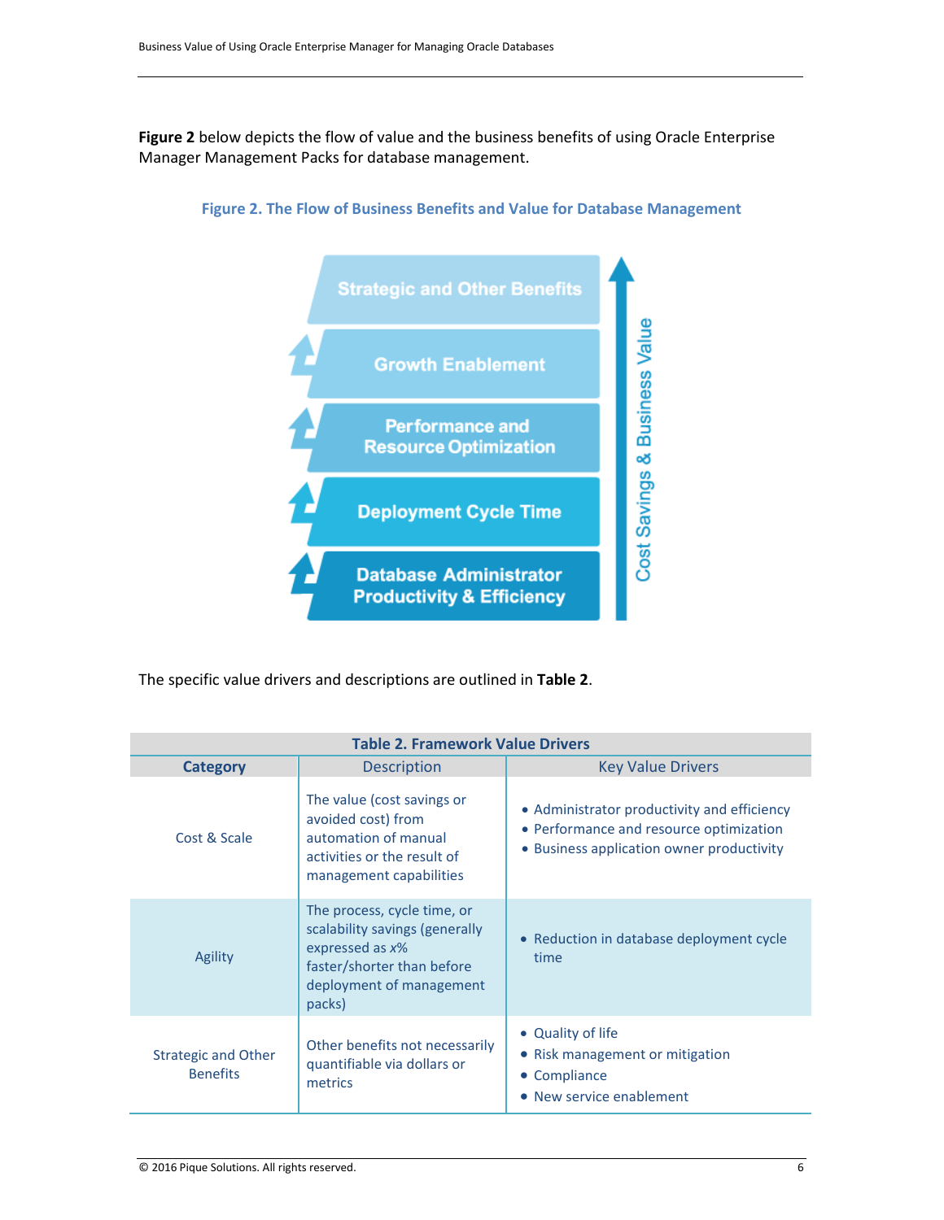**Figure 2** below depicts the flow of value and the business benefits of using Oracle Enterprise Manager Management Packs for database management.

**Figure 2. The Flow of Business Benefits and Value for Database Management**

- Strategic and Other Benefits
- Growth Enablement
- Performance and Resource Optimization
- Deployment Cycle Time
- Database Administrator Productivity & Efficiency

Cost Savings & Business Value

The specific value drivers and descriptions are outlined in **Table 2**.

**Table 2. Framework Value Drivers**

| **Category** | Description | Key Value Drivers |
|---|---|---|
| Cost & Scale | The value (cost savings or avoided cost) from automation of manual activities or the result of management capabilities | • Administrator productivity and efficiency<br>• Performance and resource optimization<br>• Business application owner productivity |
| Agility | The process, cycle time, or scalability savings (generally expressed as *x*% faster/shorter than before deployment of management packs) | • Reduction in database deployment cycle time |
| Strategic and Other Benefits | Other benefits not necessarily quantifiable via dollars or metrics | • Quality of life<br>• Risk management or mitigation<br>• Compliance<br>• New service enablement |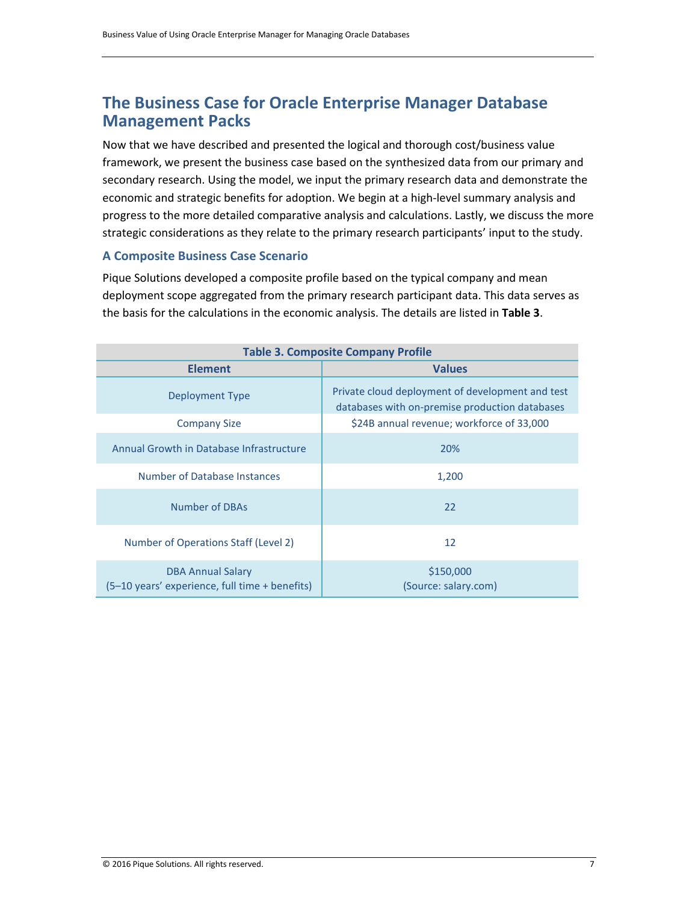## The Business Case for Oracle Enterprise Manager Database Management Packs

Now that we have described and presented the logical and thorough cost/business value framework, we present the business case based on the synthesized data from our primary and secondary research. Using the model, we input the primary research data and demonstrate the economic and strategic benefits for adoption. We begin at a high-level summary analysis and progress to the more detailed comparative analysis and calculations. Lastly, we discuss the more strategic considerations as they relate to the primary research participants' input to the study.

### A Composite Business Case Scenario

Pique Solutions developed a composite profile based on the typical company and mean deployment scope aggregated from the primary research participant data. This data serves as the basis for the calculations in the economic analysis. The details are listed in **Table 3**.

**Table 3. Composite Company Profile**

| Element | Values |
|---|---|
| Deployment Type | Private cloud deployment of development and test databases with on-premise production databases |
| Company Size | $24B annual revenue; workforce of 33,000 |
| Annual Growth in Database Infrastructure | 20% |
| Number of Database Instances | 1,200 |
| Number of DBAs | 22 |
| Number of Operations Staff (Level 2) | 12 |
| DBA Annual Salary (5–10 years' experience, full time + benefits) | $150,000 (Source: salary.com) |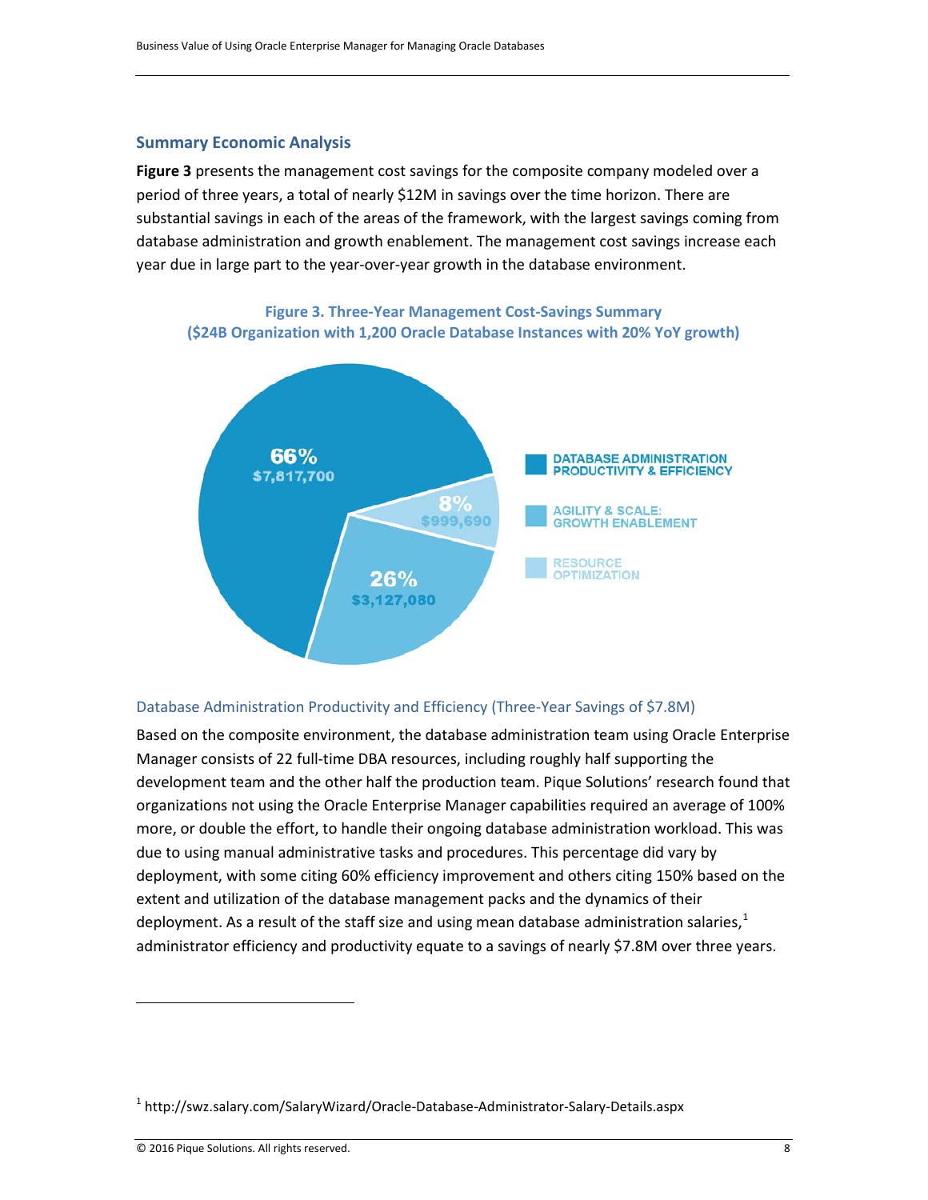## Summary Economic Analysis

**Figure 3** presents the management cost savings for the composite company modeled over a period of three years, a total of nearly $12M in savings over the time horizon. There are substantial savings in each of the areas of the framework, with the largest savings coming from database administration and growth enablement. The management cost savings increase each year due in large part to the year-over-year growth in the database environment.

**Figure 3. Three-Year Management Cost-Savings Summary ($24B Organization with 1,200 Oracle Database Instances with 20% YoY growth)**

| Category | Percentage | Savings |
| --- | --- | --- |
| DATABASE ADMINISTRATION PRODUCTIVITY & EFFICIENCY | 66% | $7,817,700 |
| AGILITY & SCALE: GROWTH ENABLEMENT | 26% | $3,127,080 |
| RESOURCE OPTIMIZATION | 8% | $999,690 |

### Database Administration Productivity and Efficiency (Three-Year Savings of $7.8M)

Based on the composite environment, the database administration team using Oracle Enterprise Manager consists of 22 full-time DBA resources, including roughly half supporting the development team and the other half the production team. Pique Solutions' research found that organizations not using the Oracle Enterprise Manager capabilities required an average of 100% more, or double the effort, to handle their ongoing database administration workload. This was due to using manual administrative tasks and procedures. This percentage did vary by deployment, with some citing 60% efficiency improvement and others citing 150% based on the extent and utilization of the database management packs and the dynamics of their deployment. As a result of the staff size and using mean database administration salaries,[1] administrator efficiency and productivity equate to a savings of nearly $7.8M over three years.

[1] http://swz.salary.com/SalaryWizard/Oracle-Database-Administrator-Salary-Details.aspx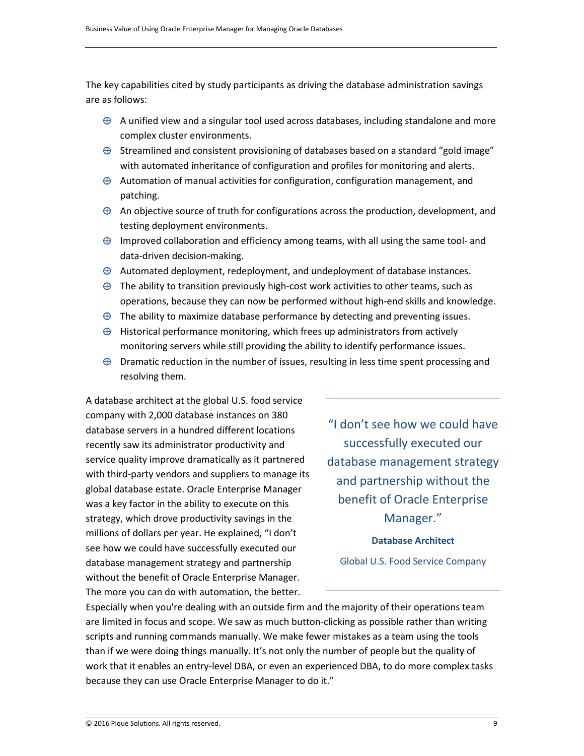The key capabilities cited by study participants as driving the database administration savings are as follows:

- A unified view and a singular tool used across databases, including standalone and more complex cluster environments.
- Streamlined and consistent provisioning of databases based on a standard "gold image" with automated inheritance of configuration and profiles for monitoring and alerts.
- Automation of manual activities for configuration, configuration management, and patching.
- An objective source of truth for configurations across the production, development, and testing deployment environments.
- Improved collaboration and efficiency among teams, with all using the same tool- and data-driven decision-making.
- Automated deployment, redeployment, and undeployment of database instances.
- The ability to transition previously high-cost work activities to other teams, such as operations, because they can now be performed without high-end skills and knowledge.
- The ability to maximize database performance by detecting and preventing issues.
- Historical performance monitoring, which frees up administrators from actively monitoring servers while still providing the ability to identify performance issues.
- Dramatic reduction in the number of issues, resulting in less time spent processing and resolving them.

A database architect at the global U.S. food service company with 2,000 database instances on 380 database servers in a hundred different locations recently saw its administrator productivity and service quality improve dramatically as it partnered with third-party vendors and suppliers to manage its global database estate. Oracle Enterprise Manager was a key factor in the ability to execute on this strategy, which drove productivity savings in the millions of dollars per year. He explained, "I don't see how we could have successfully executed our database management strategy and partnership without the benefit of Oracle Enterprise Manager. The more you can do with automation, the better. Especially when you're dealing with an outside firm and the majority of their operations team are limited in focus and scope. We saw as much button-clicking as possible rather than writing scripts and running commands manually. We make fewer mistakes as a team using the tools than if we were doing things manually. It's not only the number of people but the quality of work that it enables an entry-level DBA, or even an experienced DBA, to do more complex tasks because they can use Oracle Enterprise Manager to do it."

> "I don't see how we could have successfully executed our database management strategy and partnership without the benefit of Oracle Enterprise Manager."
>
> **Database Architect**
>
> Global U.S. Food Service Company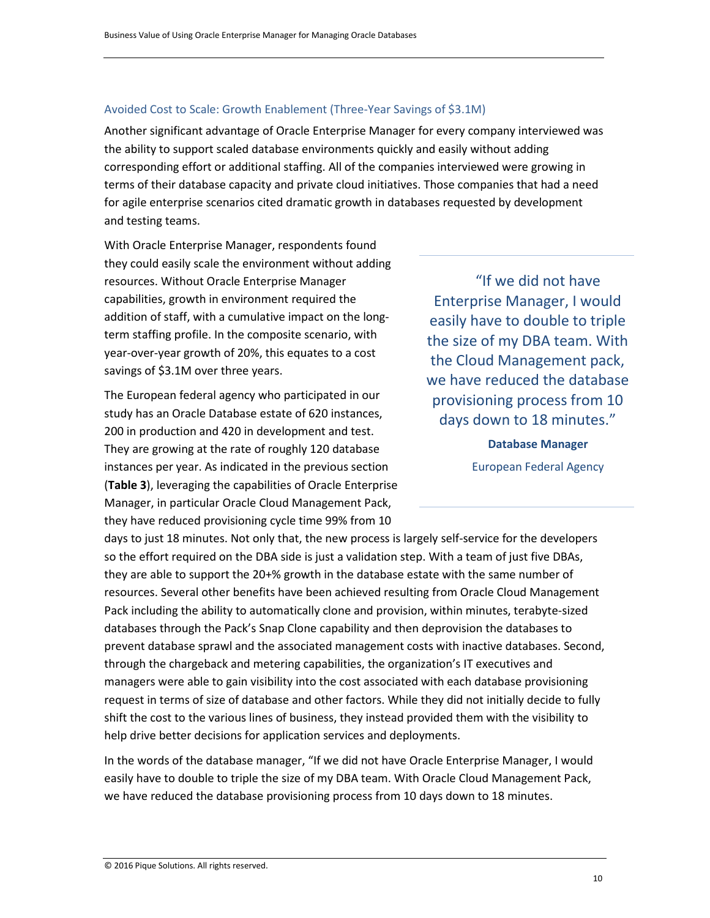### Avoided Cost to Scale: Growth Enablement (Three-Year Savings of $3.1M)

Another significant advantage of Oracle Enterprise Manager for every company interviewed was the ability to support scaled database environments quickly and easily without adding corresponding effort or additional staffing. All of the companies interviewed were growing in terms of their database capacity and private cloud initiatives. Those companies that had a need for agile enterprise scenarios cited dramatic growth in databases requested by development and testing teams.

With Oracle Enterprise Manager, respondents found they could easily scale the environment without adding resources. Without Oracle Enterprise Manager capabilities, growth in environment required the addition of staff, with a cumulative impact on the long-term staffing profile. In the composite scenario, with year-over-year growth of 20%, this equates to a cost savings of $3.1M over three years.

> "If we did not have Enterprise Manager, I would easily have to double to triple the size of my DBA team. With the Cloud Management pack, we have reduced the database provisioning process from 10 days down to 18 minutes."
>
> **Database Manager**
>
> European Federal Agency

The European federal agency who participated in our study has an Oracle Database estate of 620 instances, 200 in production and 420 in development and test. They are growing at the rate of roughly 120 database instances per year. As indicated in the previous section (**Table 3**), leveraging the capabilities of Oracle Enterprise Manager, in particular Oracle Cloud Management Pack, they have reduced provisioning cycle time 99% from 10 days to just 18 minutes. Not only that, the new process is largely self-service for the developers so the effort required on the DBA side is just a validation step. With a team of just five DBAs, they are able to support the 20+% growth in the database estate with the same number of resources. Several other benefits have been achieved resulting from Oracle Cloud Management Pack including the ability to automatically clone and provision, within minutes, terabyte-sized databases through the Pack's Snap Clone capability and then deprovision the databases to prevent database sprawl and the associated management costs with inactive databases. Second, through the chargeback and metering capabilities, the organization's IT executives and managers were able to gain visibility into the cost associated with each database provisioning request in terms of size of database and other factors. While they did not initially decide to fully shift the cost to the various lines of business, they instead provided them with the visibility to help drive better decisions for application services and deployments.

In the words of the database manager, "If we did not have Oracle Enterprise Manager, I would easily have to double to triple the size of my DBA team. With Oracle Cloud Management Pack, we have reduced the database provisioning process from 10 days down to 18 minutes.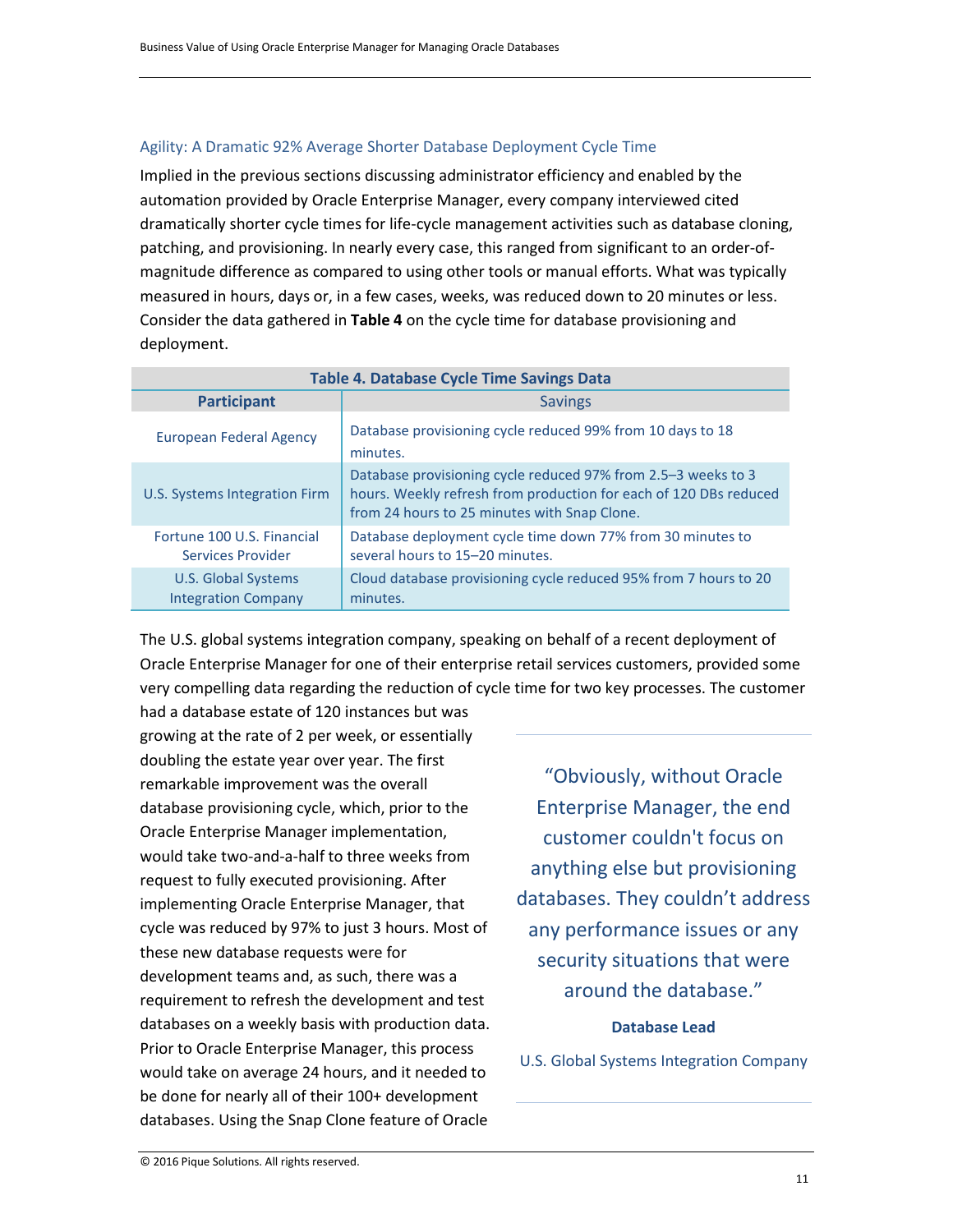### Agility: A Dramatic 92% Average Shorter Database Deployment Cycle Time

Implied in the previous sections discussing administrator efficiency and enabled by the automation provided by Oracle Enterprise Manager, every company interviewed cited dramatically shorter cycle times for life-cycle management activities such as database cloning, patching, and provisioning. In nearly every case, this ranged from significant to an order-of-magnitude difference as compared to using other tools or manual efforts. What was typically measured in hours, days or, in a few cases, weeks, was reduced down to 20 minutes or less. Consider the data gathered in **Table 4** on the cycle time for database provisioning and deployment.

**Table 4. Database Cycle Time Savings Data**

| Participant | Savings |
|---|---|
| European Federal Agency | Database provisioning cycle reduced 99% from 10 days to 18 minutes. |
| U.S. Systems Integration Firm | Database provisioning cycle reduced 97% from 2.5–3 weeks to 3 hours. Weekly refresh from production for each of 120 DBs reduced from 24 hours to 25 minutes with Snap Clone. |
| Fortune 100 U.S. Financial Services Provider | Database deployment cycle time down 77% from 30 minutes to several hours to 15–20 minutes. |
| U.S. Global Systems Integration Company | Cloud database provisioning cycle reduced 95% from 7 hours to 20 minutes. |

The U.S. global systems integration company, speaking on behalf of a recent deployment of Oracle Enterprise Manager for one of their enterprise retail services customers, provided some very compelling data regarding the reduction of cycle time for two key processes. The customer had a database estate of 120 instances but was growing at the rate of 2 per week, or essentially doubling the estate year over year. The first remarkable improvement was the overall database provisioning cycle, which, prior to the Oracle Enterprise Manager implementation, would take two-and-a-half to three weeks from request to fully executed provisioning. After implementing Oracle Enterprise Manager, that cycle was reduced by 97% to just 3 hours. Most of these new database requests were for development teams and, as such, there was a requirement to refresh the development and test databases on a weekly basis with production data. Prior to Oracle Enterprise Manager, this process would take on average 24 hours, and it needed to be done for nearly all of their 100+ development databases. Using the Snap Clone feature of Oracle

> "Obviously, without Oracle Enterprise Manager, the end customer couldn't focus on anything else but provisioning databases. They couldn't address any performance issues or any security situations that were around the database."
>
> **Database Lead**
>
> U.S. Global Systems Integration Company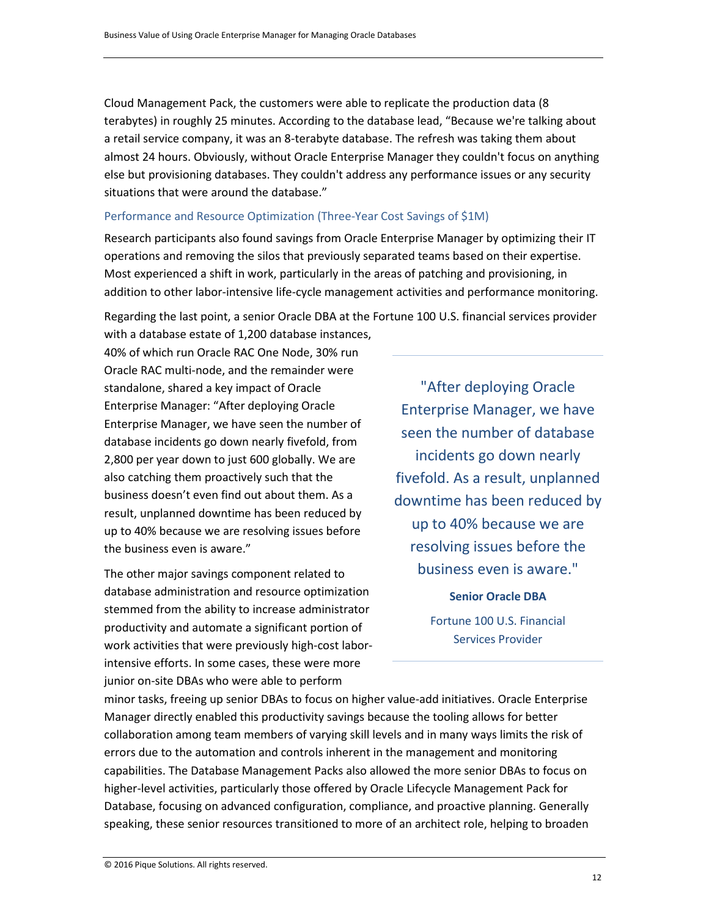Cloud Management Pack, the customers were able to replicate the production data (8 terabytes) in roughly 25 minutes. According to the database lead, "Because we're talking about a retail service company, it was an 8-terabyte database. The refresh was taking them about almost 24 hours. Obviously, without Oracle Enterprise Manager they couldn't focus on anything else but provisioning databases. They couldn't address any performance issues or any security situations that were around the database."

### Performance and Resource Optimization (Three-Year Cost Savings of $1M)

Research participants also found savings from Oracle Enterprise Manager by optimizing their IT operations and removing the silos that previously separated teams based on their expertise. Most experienced a shift in work, particularly in the areas of patching and provisioning, in addition to other labor-intensive life-cycle management activities and performance monitoring.

Regarding the last point, a senior Oracle DBA at the Fortune 100 U.S. financial services provider with a database estate of 1,200 database instances, 40% of which run Oracle RAC One Node, 30% run Oracle RAC multi-node, and the remainder were standalone, shared a key impact of Oracle Enterprise Manager: "After deploying Oracle Enterprise Manager, we have seen the number of database incidents go down nearly fivefold, from 2,800 per year down to just 600 globally. We are also catching them proactively such that the business doesn't even find out about them. As a result, unplanned downtime has been reduced by up to 40% because we are resolving issues before the business even is aware."

> "After deploying Oracle Enterprise Manager, we have seen the number of database incidents go down nearly fivefold. As a result, unplanned downtime has been reduced by up to 40% because we are resolving issues before the business even is aware."
>
> **Senior Oracle DBA**
>
> Fortune 100 U.S. Financial Services Provider

The other major savings component related to database administration and resource optimization stemmed from the ability to increase administrator productivity and automate a significant portion of work activities that were previously high-cost labor-intensive efforts. In some cases, these were more junior on-site DBAs who were able to perform minor tasks, freeing up senior DBAs to focus on higher value-add initiatives. Oracle Enterprise Manager directly enabled this productivity savings because the tooling allows for better collaboration among team members of varying skill levels and in many ways limits the risk of errors due to the automation and controls inherent in the management and monitoring capabilities. The Database Management Packs also allowed the more senior DBAs to focus on higher-level activities, particularly those offered by Oracle Lifecycle Management Pack for Database, focusing on advanced configuration, compliance, and proactive planning. Generally speaking, these senior resources transitioned to more of an architect role, helping to broaden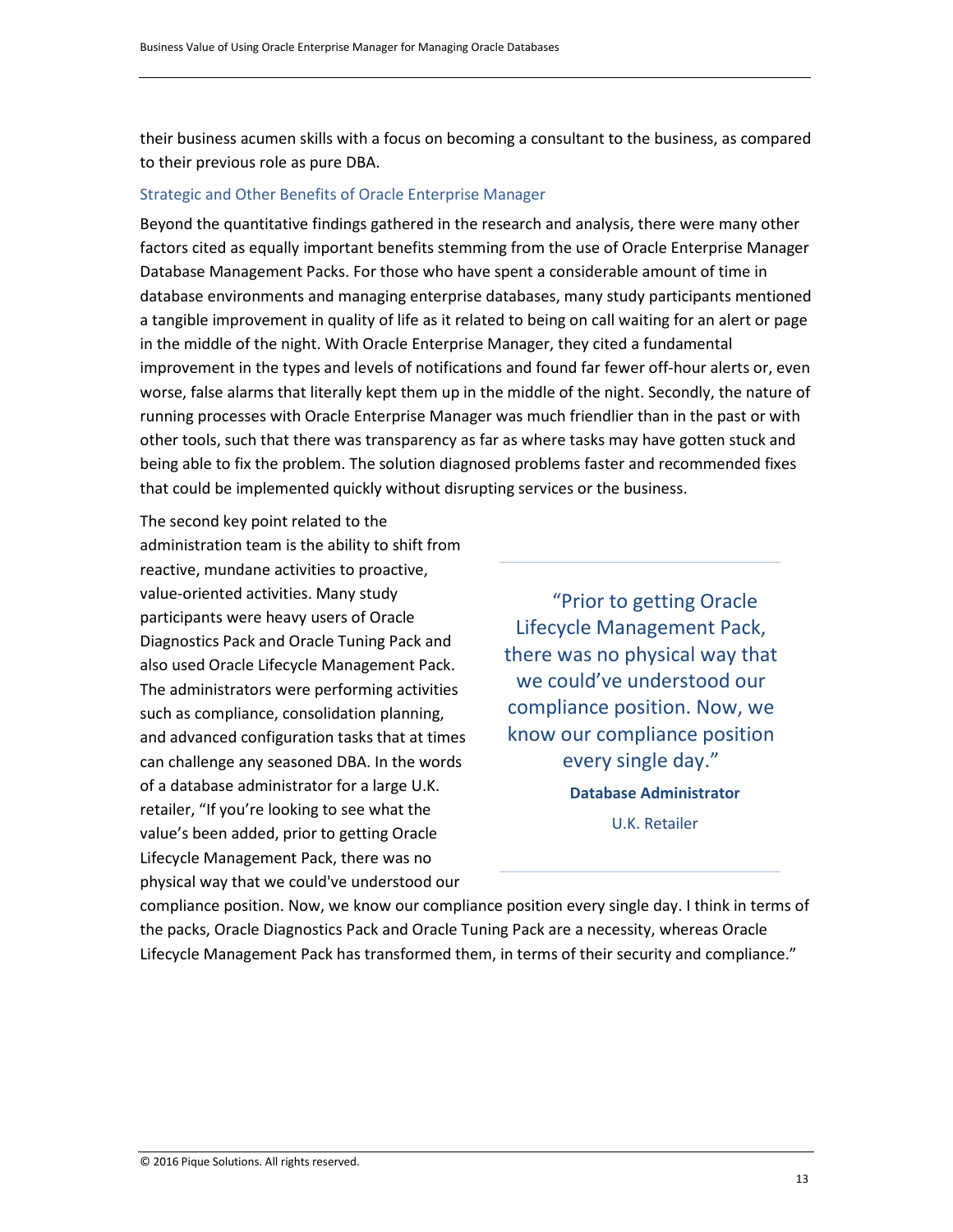their business acumen skills with a focus on becoming a consultant to the business, as compared to their previous role as pure DBA.

### Strategic and Other Benefits of Oracle Enterprise Manager

Beyond the quantitative findings gathered in the research and analysis, there were many other factors cited as equally important benefits stemming from the use of Oracle Enterprise Manager Database Management Packs. For those who have spent a considerable amount of time in database environments and managing enterprise databases, many study participants mentioned a tangible improvement in quality of life as it related to being on call waiting for an alert or page in the middle of the night. With Oracle Enterprise Manager, they cited a fundamental improvement in the types and levels of notifications and found far fewer off-hour alerts or, even worse, false alarms that literally kept them up in the middle of the night. Secondly, the nature of running processes with Oracle Enterprise Manager was much friendlier than in the past or with other tools, such that there was transparency as far as where tasks may have gotten stuck and being able to fix the problem. The solution diagnosed problems faster and recommended fixes that could be implemented quickly without disrupting services or the business.

The second key point related to the administration team is the ability to shift from reactive, mundane activities to proactive, value-oriented activities. Many study participants were heavy users of Oracle Diagnostics Pack and Oracle Tuning Pack and also used Oracle Lifecycle Management Pack. The administrators were performing activities such as compliance, consolidation planning, and advanced configuration tasks that at times can challenge any seasoned DBA. In the words of a database administrator for a large U.K. retailer, “If you’re looking to see what the value’s been added, prior to getting Oracle Lifecycle Management Pack, there was no physical way that we could've understood our compliance position. Now, we know our compliance position every single day. I think in terms of the packs, Oracle Diagnostics Pack and Oracle Tuning Pack are a necessity, whereas Oracle Lifecycle Management Pack has transformed them, in terms of their security and compliance.”

> “Prior to getting Oracle Lifecycle Management Pack, there was no physical way that we could’ve understood our compliance position. Now, we know our compliance position every single day.”
>
> **Database Administrator**
>
> U.K. Retailer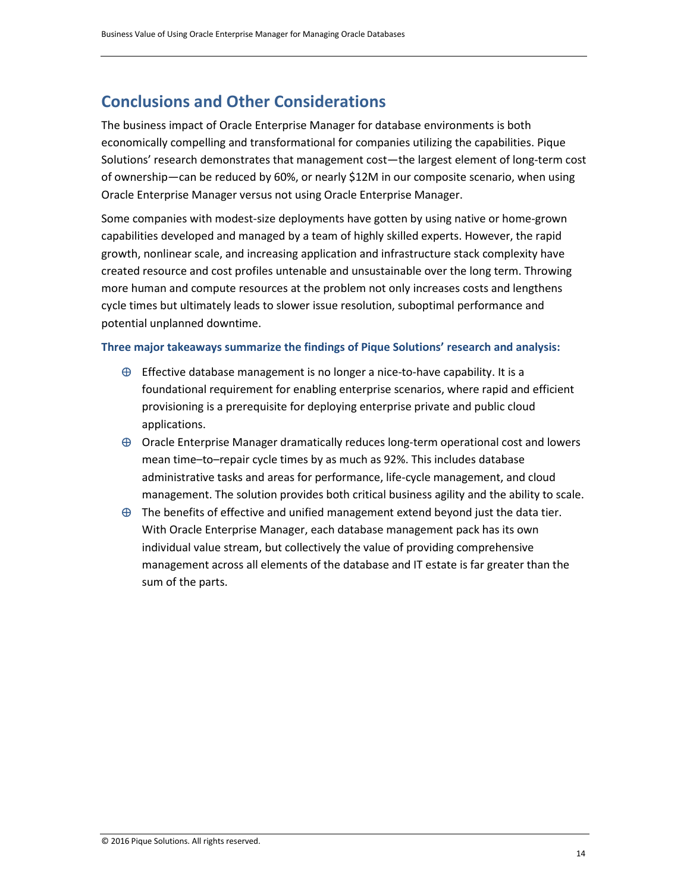## Conclusions and Other Considerations

The business impact of Oracle Enterprise Manager for database environments is both economically compelling and transformational for companies utilizing the capabilities. Pique Solutions' research demonstrates that management cost—the largest element of long-term cost of ownership—can be reduced by 60%, or nearly $12M in our composite scenario, when using Oracle Enterprise Manager versus not using Oracle Enterprise Manager.

Some companies with modest-size deployments have gotten by using native or home-grown capabilities developed and managed by a team of highly skilled experts. However, the rapid growth, nonlinear scale, and increasing application and infrastructure stack complexity have created resource and cost profiles untenable and unsustainable over the long term. Throwing more human and compute resources at the problem not only increases costs and lengthens cycle times but ultimately leads to slower issue resolution, suboptimal performance and potential unplanned downtime.

**Three major takeaways summarize the findings of Pique Solutions' research and analysis:**

- Effective database management is no longer a nice-to-have capability. It is a foundational requirement for enabling enterprise scenarios, where rapid and efficient provisioning is a prerequisite for deploying enterprise private and public cloud applications.
- Oracle Enterprise Manager dramatically reduces long-term operational cost and lowers mean time–to–repair cycle times by as much as 92%. This includes database administrative tasks and areas for performance, life-cycle management, and cloud management. The solution provides both critical business agility and the ability to scale.
- The benefits of effective and unified management extend beyond just the data tier. With Oracle Enterprise Manager, each database management pack has its own individual value stream, but collectively the value of providing comprehensive management across all elements of the database and IT estate is far greater than the sum of the parts.